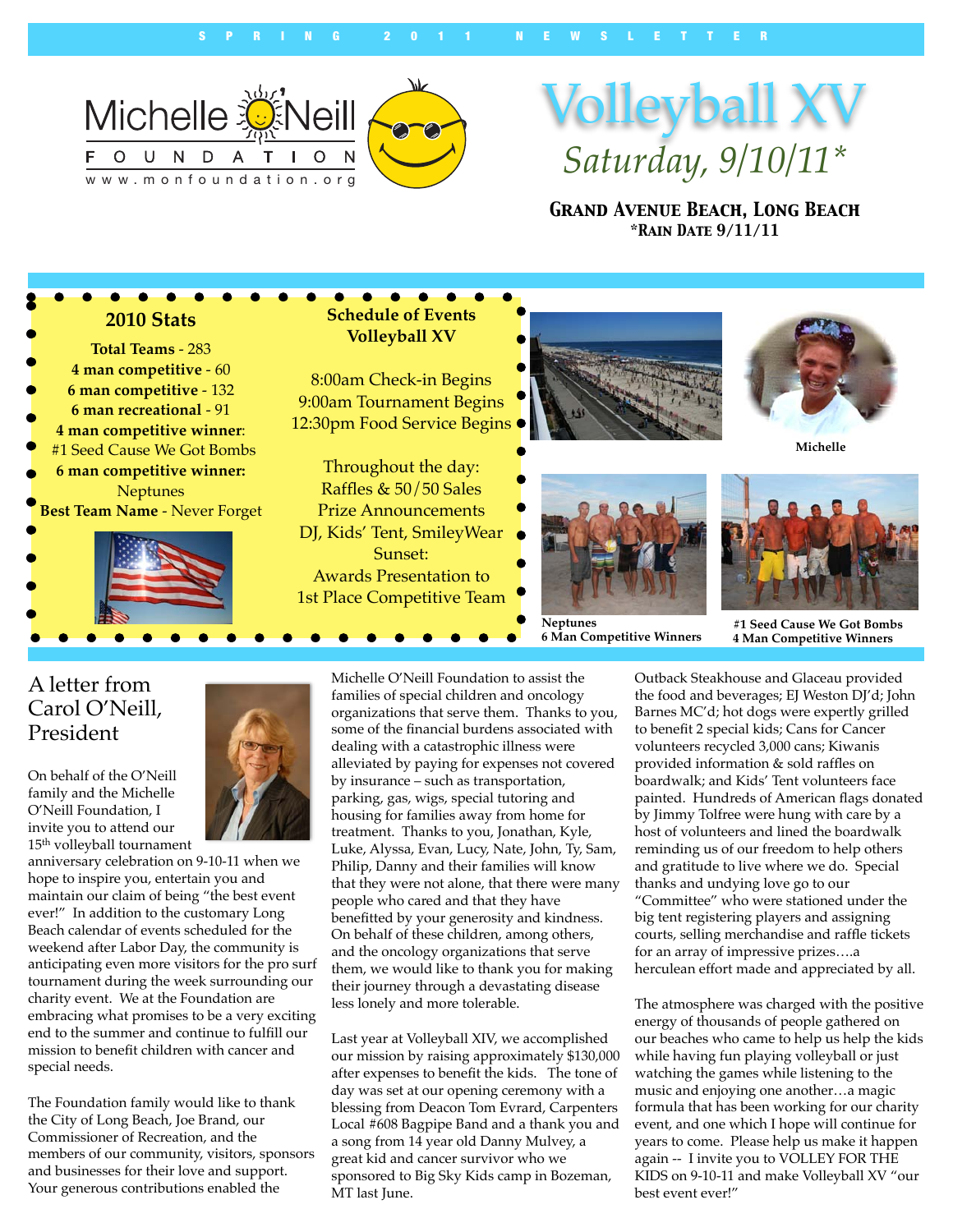SPRING 2011 NEWSLETTER

Michelle O'Neill FOUNDATION
www.monfoundation.org

# Volleyball XV

*Saturday, 9/10/11\**

**Grand Avenue Beach, Long Beach**
**\*Rain Date 9/11/11**

## 2010 Stats

**Total Teams** - 283
**4 man competitive** - 60
**6 man competitive** - 132
**6 man recreational** - 91
**4 man competitive winner**: #1 Seed Cause We Got Bombs
**6 man competitive winner:** Neptunes
**Best Team Name** - Never Forget

## Schedule of Events Volleyball XV

8:00am Check-in Begins
9:00am Tournament Begins
12:30pm Food Service Begins

Throughout the day:
Raffles & 50/50 Sales
Prize Announcements
DJ, Kids' Tent, SmileyWear

Sunset:
Awards Presentation to 1st Place Competitive Team

**Michelle**

**Neptunes**
**6 Man Competitive Winners**

**#1 Seed Cause We Got Bombs**
**4 Man Competitive Winners**

## A letter from Carol O'Neill, President

On behalf of the O'Neill family and the Michelle O'Neill Foundation, I invite you to attend our 15th volleyball tournament anniversary celebration on 9-10-11 when we hope to inspire you, entertain you and maintain our claim of being "the best event ever!" In addition to the customary Long Beach calendar of events scheduled for the weekend after Labor Day, the community is anticipating even more visitors for the pro surf tournament during the week surrounding our charity event. We at the Foundation are embracing what promises to be a very exciting end to the summer and continue to fulfill our mission to benefit children with cancer and special needs.

The Foundation family would like to thank the City of Long Beach, Joe Brand, our Commissioner of Recreation, and the members of our community, visitors, sponsors and businesses for their love and support. Your generous contributions enabled the Michelle O'Neill Foundation to assist the families of special children and oncology organizations that serve them. Thanks to you, some of the financial burdens associated with dealing with a catastrophic illness were alleviated by paying for expenses not covered by insurance – such as transportation, parking, gas, wigs, special tutoring and housing for families away from home for treatment. Thanks to you, Jonathan, Kyle, Luke, Alyssa, Evan, Lucy, Nate, John, Ty, Sam, Philip, Danny and their families will know that they were not alone, that there were many people who cared and that they have benefitted by your generosity and kindness. On behalf of these children, among others, and the oncology organizations that serve them, we would like to thank you for making their journey through a devastating disease less lonely and more tolerable.

Last year at Volleyball XIV, we accomplished our mission by raising approximately $130,000 after expenses to benefit the kids. The tone of day was set at our opening ceremony with a blessing from Deacon Tom Evrard, Carpenters Local #608 Bagpipe Band and a thank you and a song from 14 year old Danny Mulvey, a great kid and cancer survivor who we sponsored to Big Sky Kids camp in Bozeman, MT last June. Outback Steakhouse and Glaceau provided the food and beverages; EJ Weston DJ'd; John Barnes MC'd; hot dogs were expertly grilled to benefit 2 special kids; Cans for Cancer volunteers recycled 3,000 cans; Kiwanis provided information & sold raffles on boardwalk; and Kids' Tent volunteers face painted. Hundreds of American flags donated by Jimmy Tolfree were hung with care by a host of volunteers and lined the boardwalk reminding us of our freedom to help others and gratitude to live where we do. Special thanks and undying love go to our "Committee" who were stationed under the big tent registering players and assigning courts, selling merchandise and raffle tickets for an array of impressive prizes….a herculean effort made and appreciated by all.

The atmosphere was charged with the positive energy of thousands of people gathered on our beaches who came to help us help the kids while having fun playing volleyball or just watching the games while listening to the music and enjoying one another…a magic formula that has been working for our charity event, and one which I hope will continue for years to come. Please help us make it happen again -- I invite you to VOLLEY FOR THE KIDS on 9-10-11 and make Volleyball XV "our best event ever!"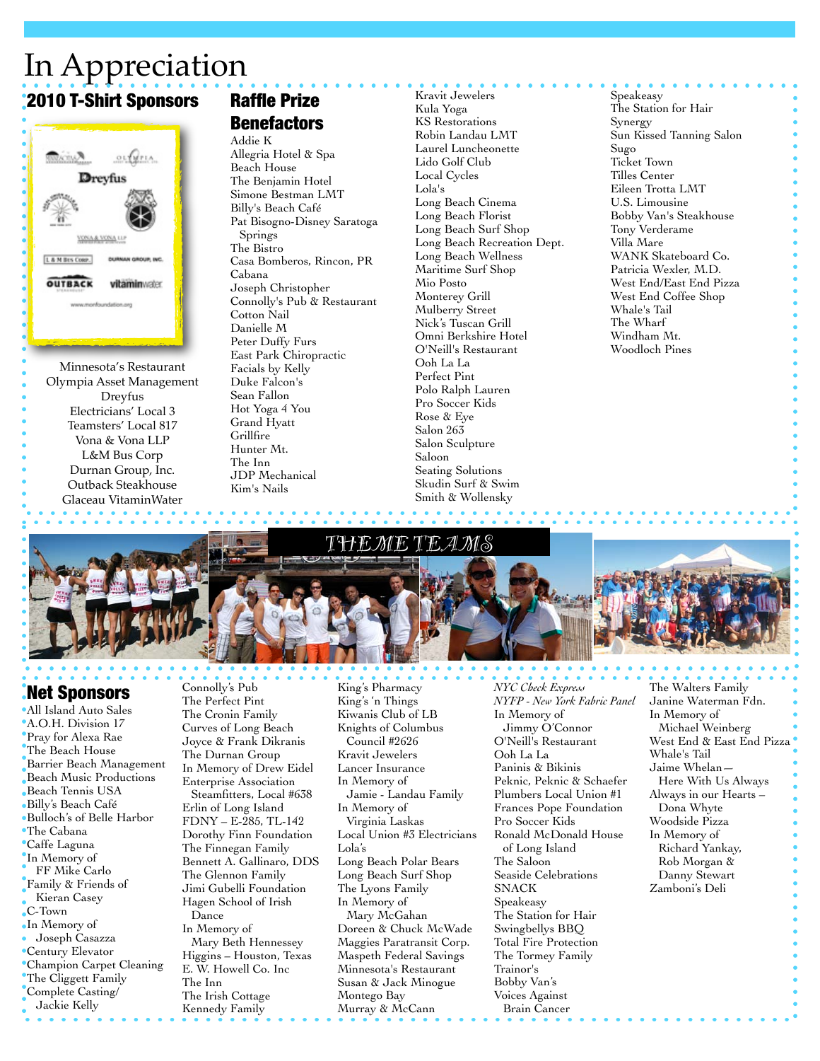# In Appreciation

## 2010 T-Shirt Sponsors

Minnesota's Restaurant
Olympia Asset Management
Dreyfus
Electricians' Local 3
Teamsters' Local 817
Vona & Vona LLP
L&M Bus Corp
Durnan Group, Inc.
Outback Steakhouse
Glaceau VitaminWater

## Raffle Prize Benefactors

Addie K
Allegria Hotel & Spa
Beach House
The Benjamin Hotel
Simone Bestman LMT
Billy's Beach Café
Pat Bisogno-Disney Saratoga Springs
The Bistro
Casa Bomberos, Rincon, PR
Cabana
Joseph Christopher
Connolly's Pub & Restaurant
Cotton Nail
Danielle M
Peter Duffy Furs
East Park Chiropractic
Facials by Kelly
Duke Falcon's
Sean Fallon
Hot Yoga 4 You
Grand Hyatt
Grillfire
Hunter Mt.
The Inn
JDP Mechanical
Kim's Nails
Kravit Jewelers
Kula Yoga
KS Restorations
Robin Landau LMT
Laurel Luncheonette
Lido Golf Club
Local Cycles
Lola's
Long Beach Cinema
Long Beach Florist
Long Beach Surf Shop
Long Beach Recreation Dept.
Long Beach Wellness
Maritime Surf Shop
Mio Posto
Monterey Grill
Mulberry Street
Nick's Tuscan Grill
Omni Berkshire Hotel
O'Neill's Restaurant
Ooh La La
Perfect Pint
Polo Ralph Lauren
Pro Soccer Kids
Rose & Eye
Salon 263
Salon Sculpture
Saloon
Seating Solutions
Skudin Surf & Swim
Smith & Wollensky
Speakeasy
The Station for Hair
Synergy
Sun Kissed Tanning Salon
Sugo
Ticket Town
Tilles Center
Eileen Trotta LMT
U.S. Limousine
Bobby Van's Steakhouse
Tony Verderame
Villa Mare
WANK Skateboard Co.
Patricia Wexler, M.D.
West End/East End Pizza
West End Coffee Shop
Whale's Tail
The Wharf
Windham Mt.
Woodloch Pines

## THEME TEAMS

## Net Sponsors

All Island Auto Sales
A.O.H. Division 17
Pray for Alexa Rae
The Beach House
Barrier Beach Management
Beach Music Productions
Beach Tennis USA
Billy's Beach Café
Bulloch's of Belle Harbor
The Cabana
Caffe Laguna
In Memory of FF Mike Carlo
Family & Friends of Kieran Casey
C-Town
In Memory of Joseph Casazza
Century Elevator
Champion Carpet Cleaning
The Cliggett Family
Complete Casting/ Jackie Kelly
Connolly's Pub
The Perfect Pint
The Cronin Family
Curves of Long Beach
Joyce & Frank Dikranis
The Durnan Group
In Memory of Drew Eidel
Enterprise Association Steamfitters, Local #638
Erlin of Long Island
FDNY – E-285, TL-142
Dorothy Finn Foundation
The Finnegan Family
Bennett A. Gallinaro, DDS
The Glennon Family
Jimi Gubelli Foundation
Hagen School of Irish Dance
In Memory of Mary Beth Hennessey
Higgins – Houston, Texas
E. W. Howell Co. Inc
The Inn
The Irish Cottage
Kennedy Family
King's Pharmacy
King's 'n Things
Kiwanis Club of LB
Knights of Columbus Council #2626
Kravit Jewelers
Lancer Insurance
In Memory of Jamie - Landau Family
In Memory of Virginia Laskas
Local Union #3 Electricians
Lola's
Long Beach Polar Bears
Long Beach Surf Shop
The Lyons Family
In Memory of Mary McGahan
Doreen & Chuck McWade
Maggies Paratransit Corp.
Maspeth Federal Savings
Minnesota's Restaurant
Susan & Jack Minogue
Montego Bay
Murray & McCann
*NYC Check Express*
*NYFP - New York Fabric Panel*
In Memory of Jimmy O'Connor
O'Neill's Restaurant
Ooh La La
Paninis & Bikinis
Peknic, Peknic & Schaefer
Plumbers Local Union #1
Frances Pope Foundation
Pro Soccer Kids
Ronald McDonald House of Long Island
The Saloon
Seaside Celebrations
SNACK
Speakeasy
The Station for Hair
Swingbellys BBQ
Total Fire Protection
The Tormey Family
Trainor's
Bobby Van's
Voices Against Brain Cancer
The Walters Family
Janine Waterman Fdn.
In Memory of Michael Weinberg
West End & East End Pizza
Whale's Tail
Jaime Whelan— Here With Us Always
Always in our Hearts – Dona Whyte
Woodside Pizza
In Memory of Richard Yankay, Rob Morgan & Danny Stewart
Zamboni's Deli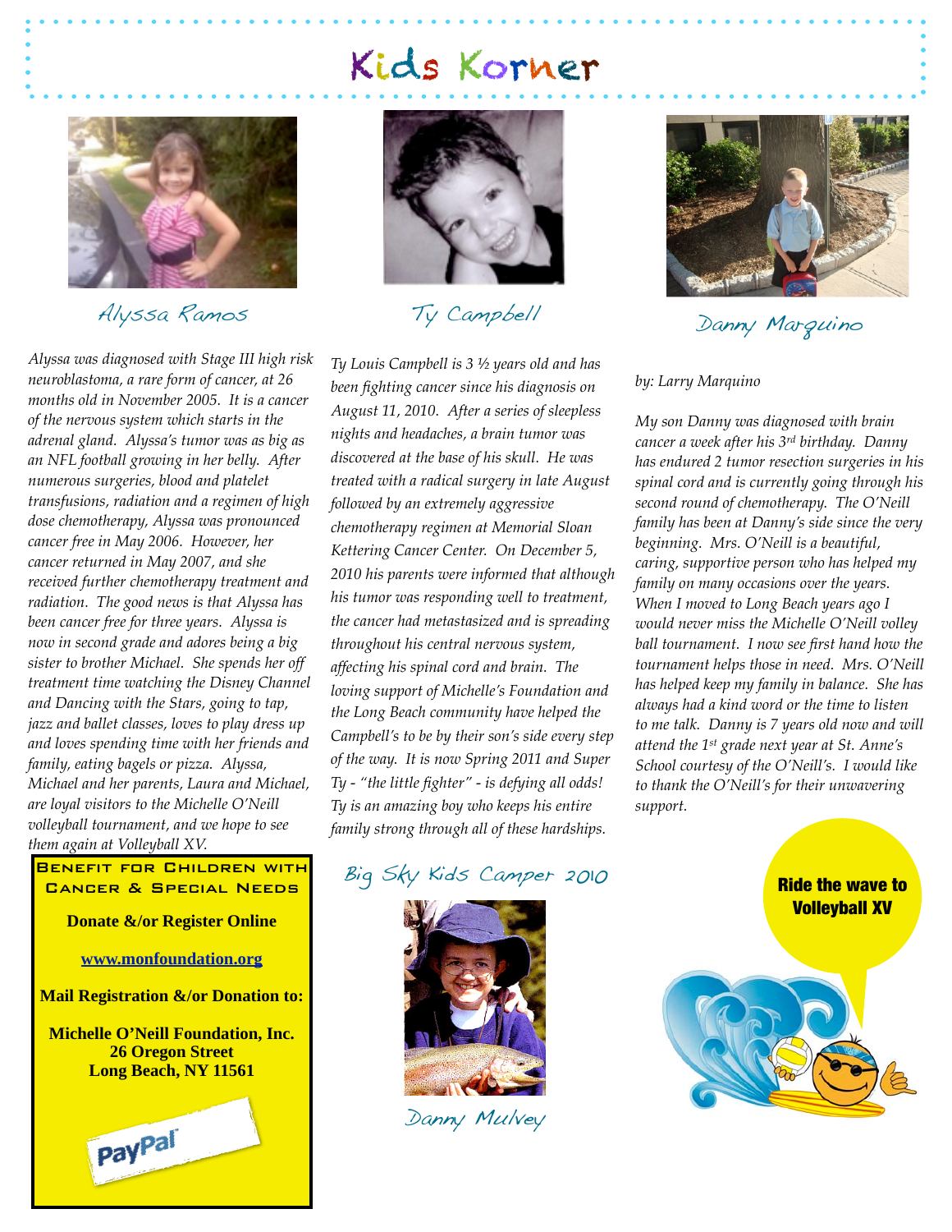# Kids Korner

## Alyssa Ramos

*Alyssa was diagnosed with Stage III high risk neuroblastoma, a rare form of cancer, at 26 months old in November 2005. It is a cancer of the nervous system which starts in the adrenal gland. Alyssa's tumor was as big as an NFL football growing in her belly. After numerous surgeries, blood and platelet transfusions, radiation and a regimen of high dose chemotherapy, Alyssa was pronounced cancer free in May 2006. However, her cancer returned in May 2007, and she received further chemotherapy treatment and radiation. The good news is that Alyssa has been cancer free for three years. Alyssa is now in second grade and adores being a big sister to brother Michael. She spends her off treatment time watching the Disney Channel and Dancing with the Stars, going to tap, jazz and ballet classes, loves to play dress up and loves spending time with her friends and family, eating bagels or pizza. Alyssa, Michael and her parents, Laura and Michael, are loyal visitors to the Michelle O'Neill volleyball tournament, and we hope to see them again at Volleyball XV.*

## Ty Campbell

*Ty Louis Campbell is 3 ½ years old and has been fighting cancer since his diagnosis on August 11, 2010. After a series of sleepless nights and headaches, a brain tumor was discovered at the base of his skull. He was treated with a radical surgery in late August followed by an extremely aggressive chemotherapy regimen at Memorial Sloan Kettering Cancer Center. On December 5, 2010 his parents were informed that although his tumor was responding well to treatment, the cancer had metastasized and is spreading throughout his central nervous system, affecting his spinal cord and brain. The loving support of Michelle's Foundation and the Long Beach community have helped the Campbell's to be by their son's side every step of the way. It is now Spring 2011 and Super Ty - "the little fighter" - is defying all odds! Ty is an amazing boy who keeps his entire family strong through all of these hardships.*

## Danny Marquino

*by: Larry Marquino*

*My son Danny was diagnosed with brain cancer a week after his 3rd birthday. Danny has endured 2 tumor resection surgeries in his spinal cord and is currently going through his second round of chemotherapy. The O'Neill family has been at Danny's side since the very beginning. Mrs. O'Neill is a beautiful, caring, supportive person who has helped my family on many occasions over the years. When I moved to Long Beach years ago I would never miss the Michelle O'Neill volley ball tournament. I now see first hand how the tournament helps those in need. Mrs. O'Neill has helped keep my family in balance. She has always had a kind word or the time to listen to me talk. Danny is 7 years old now and will attend the 1st grade next year at St. Anne's School courtesy of the O'Neill's. I would like to thank the O'Neill's for their unwavering support.*

---

**BENEFIT FOR CHILDREN WITH CANCER & SPECIAL NEEDS**

**Donate &/or Register Online**

**www.monfoundation.org**

**Mail Registration &/or Donation to:**

**Michelle O'Neill Foundation, Inc.**
**26 Oregon Street**
**Long Beach, NY 11561**

PayPal

---

## Big Sky Kids Camper 2010

Danny Mulvey

---

**Ride the wave to Volleyball XV**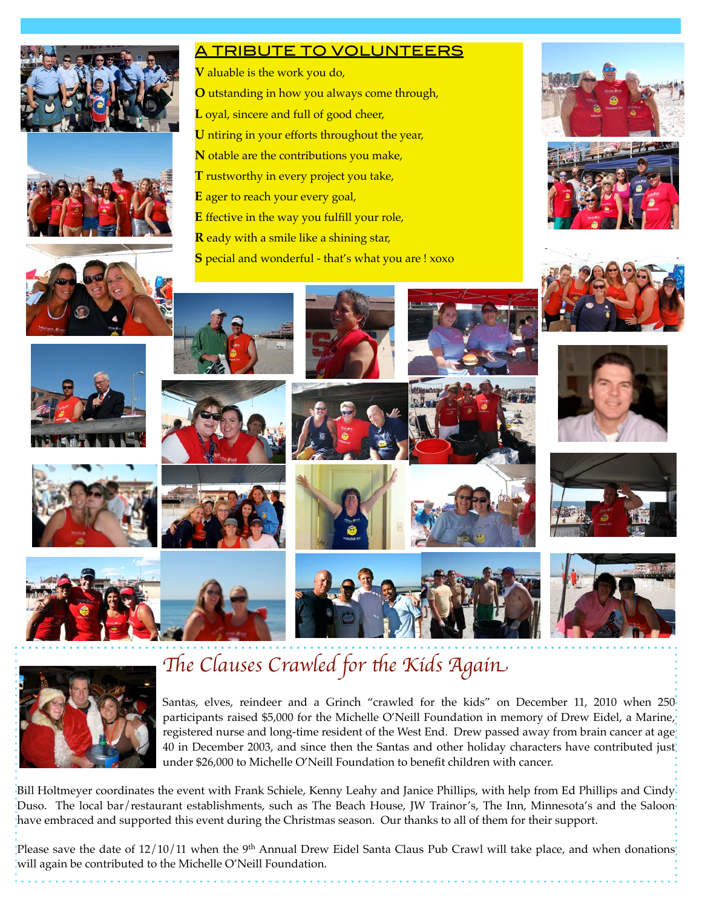## A TRIBUTE TO VOLUNTEERS

**V** aluable is the work you do,
**O** utstanding in how you always come through,
**L** oyal, sincere and full of good cheer,
**U** ntiring in your efforts throughout the year,
**N** otable are the contributions you make,
**T** rustworthy in every project you take,
**E** ager to reach your every goal,
**E** ffective in the way you fulfill your role,
**R** eady with a smile like a shining star,
**S** pecial and wonderful - that's what you are ! xoxo

## *The Clauses Crawled for the Kids Again*

Santas, elves, reindeer and a Grinch "crawled for the kids" on December 11, 2010 when 250 participants raised $5,000 for the Michelle O'Neill Foundation in memory of Drew Eidel, a Marine, registered nurse and long-time resident of the West End. Drew passed away from brain cancer at age 40 in December 2003, and since then the Santas and other holiday characters have contributed just under $26,000 to Michelle O'Neill Foundation to benefit children with cancer.

Bill Holtmeyer coordinates the event with Frank Schiele, Kenny Leahy and Janice Phillips, with help from Ed Phillips and Cindy Duso. The local bar/restaurant establishments, such as The Beach House, JW Trainor's, The Inn, Minnesota's and the Saloon have embraced and supported this event during the Christmas season. Our thanks to all of them for their support.

Please save the date of 12/10/11 when the 9th Annual Drew Eidel Santa Claus Pub Crawl will take place, and when donations will again be contributed to the Michelle O'Neill Foundation.